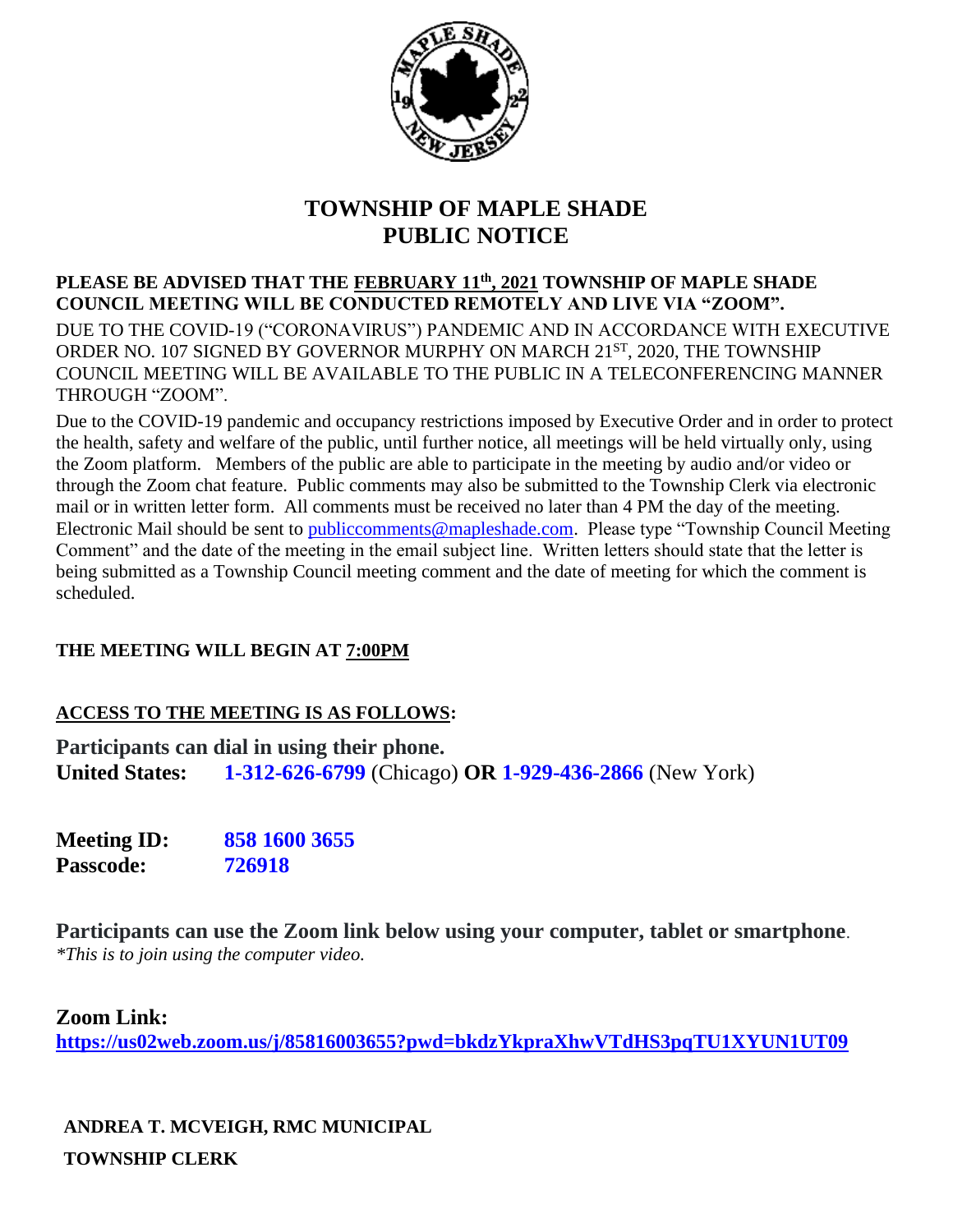# TOWNSHIP OF MAPLE SHADE
# PUBLIC NOTICE

**PLEASE BE ADVISED THAT THE FEBRUARY 11th, 2021 TOWNSHIP OF MAPLE SHADE COUNCIL MEETING WILL BE CONDUCTED REMOTELY AND LIVE VIA "ZOOM".**

DUE TO THE COVID-19 ("CORONAVIRUS") PANDEMIC AND IN ACCORDANCE WITH EXECUTIVE ORDER NO. 107 SIGNED BY GOVERNOR MURPHY ON MARCH 21ST, 2020, THE TOWNSHIP COUNCIL MEETING WILL BE AVAILABLE TO THE PUBLIC IN A TELECONFERENCING MANNER THROUGH "ZOOM".

Due to the COVID-19 pandemic and occupancy restrictions imposed by Executive Order and in order to protect the health, safety and welfare of the public, until further notice, all meetings will be held virtually only, using the Zoom platform. Members of the public are able to participate in the meeting by audio and/or video or through the Zoom chat feature. Public comments may also be submitted to the Township Clerk via electronic mail or in written letter form. All comments must be received no later than 4 PM the day of the meeting. Electronic Mail should be sent to publiccomments@mapleshade.com. Please type "Township Council Meeting Comment" and the date of the meeting in the email subject line. Written letters should state that the letter is being submitted as a Township Council meeting comment and the date of meeting for which the comment is scheduled.

**THE MEETING WILL BEGIN AT 7:00PM**

**ACCESS TO THE MEETING IS AS FOLLOWS:**

**Participants can dial in using their phone.**
**United States:** **1-312-626-6799** (Chicago) **OR** **1-929-436-2866** (New York)

**Meeting ID:** **858 1600 3655**
**Passcode:** **726918**

**Participants can use the Zoom link below using your computer, tablet or smartphone**.
*\*This is to join using the computer video.*

**Zoom Link:**
**https://us02web.zoom.us/j/85816003655?pwd=bkdzYkpraXhwVTdHS3pqTU1XYUN1UT09**

**ANDREA T. MCVEIGH, RMC MUNICIPAL**
**TOWNSHIP CLERK**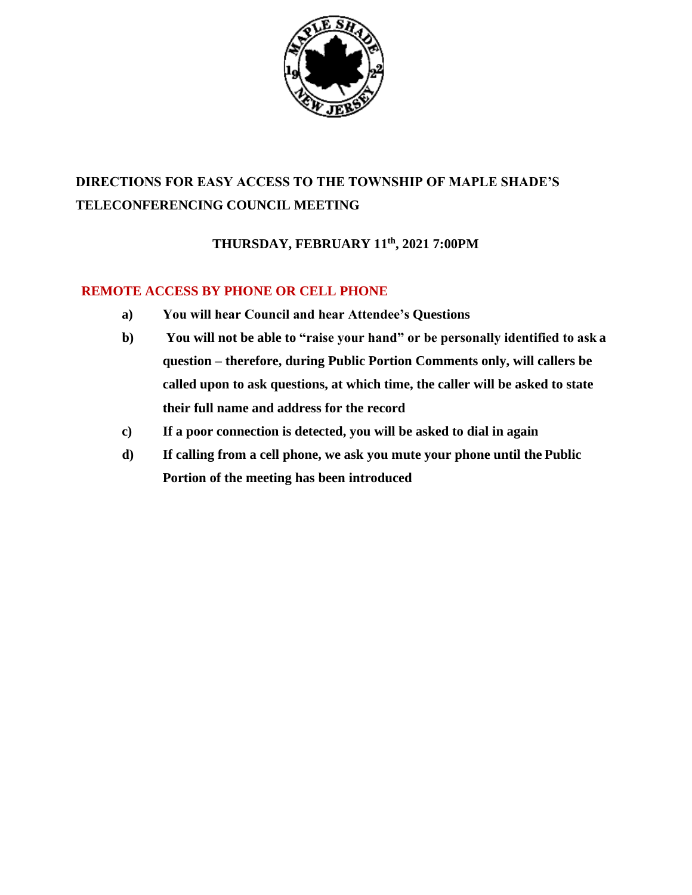## DIRECTIONS FOR EASY ACCESS TO THE TOWNSHIP OF MAPLE SHADE'S TELECONFERENCING COUNCIL MEETING

**THURSDAY, FEBRUARY 11th, 2021 7:00PM**

### REMOTE ACCESS BY PHONE OR CELL PHONE

**a) You will hear Council and hear Attendee's Questions**

**b) You will not be able to "raise your hand" or be personally identified to ask a question – therefore, during Public Portion Comments only, will callers be called upon to ask questions, at which time, the caller will be asked to state their full name and address for the record**

**c) If a poor connection is detected, you will be asked to dial in again**

**d) If calling from a cell phone, we ask you mute your phone until the Public Portion of the meeting has been introduced**